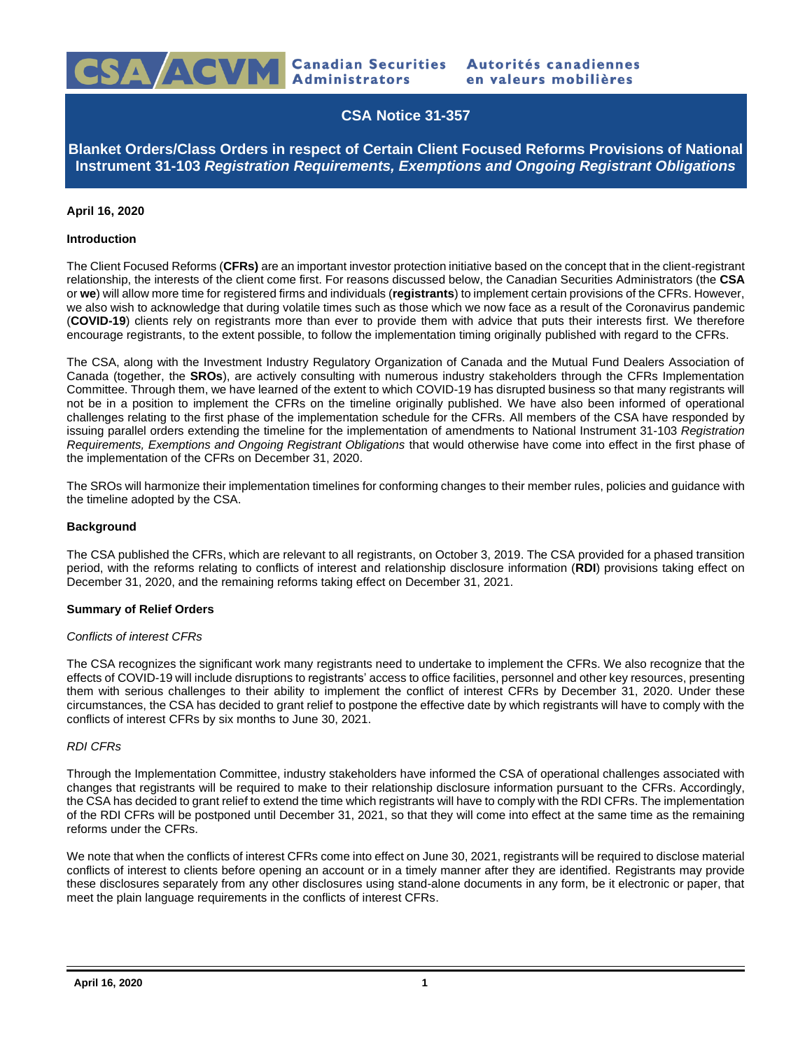Canadian Securities Administrators | Autorités canadiennes en valeurs mobilières

# CSA Notice 31-357

## Blanket Orders/Class Orders in respect of Certain Client Focused Reforms Provisions of National Instrument 31-103 *Registration Requirements, Exemptions and Ongoing Registrant Obligations*

**April 16, 2020**

**Introduction**

The Client Focused Reforms (**CFRs)** are an important investor protection initiative based on the concept that in the client-registrant relationship, the interests of the client come first. For reasons discussed below, the Canadian Securities Administrators (the **CSA** or **we**) will allow more time for registered firms and individuals (**registrants**) to implement certain provisions of the CFRs. However, we also wish to acknowledge that during volatile times such as those which we now face as a result of the Coronavirus pandemic (**COVID-19**) clients rely on registrants more than ever to provide them with advice that puts their interests first. We therefore encourage registrants, to the extent possible, to follow the implementation timing originally published with regard to the CFRs.

The CSA, along with the Investment Industry Regulatory Organization of Canada and the Mutual Fund Dealers Association of Canada (together, the **SROs**), are actively consulting with numerous industry stakeholders through the CFRs Implementation Committee. Through them, we have learned of the extent to which COVID-19 has disrupted business so that many registrants will not be in a position to implement the CFRs on the timeline originally published. We have also been informed of operational challenges relating to the first phase of the implementation schedule for the CFRs. All members of the CSA have responded by issuing parallel orders extending the timeline for the implementation of amendments to National Instrument 31-103 *Registration Requirements, Exemptions and Ongoing Registrant Obligations* that would otherwise have come into effect in the first phase of the implementation of the CFRs on December 31, 2020.

The SROs will harmonize their implementation timelines for conforming changes to their member rules, policies and guidance with the timeline adopted by the CSA.

**Background**

The CSA published the CFRs, which are relevant to all registrants, on October 3, 2019. The CSA provided for a phased transition period, with the reforms relating to conflicts of interest and relationship disclosure information (**RDI**) provisions taking effect on December 31, 2020, and the remaining reforms taking effect on December 31, 2021.

**Summary of Relief Orders**

*Conflicts of interest CFRs*

The CSA recognizes the significant work many registrants need to undertake to implement the CFRs. We also recognize that the effects of COVID-19 will include disruptions to registrants' access to office facilities, personnel and other key resources, presenting them with serious challenges to their ability to implement the conflict of interest CFRs by December 31, 2020. Under these circumstances, the CSA has decided to grant relief to postpone the effective date by which registrants will have to comply with the conflicts of interest CFRs by six months to June 30, 2021.

*RDI CFRs*

Through the Implementation Committee, industry stakeholders have informed the CSA of operational challenges associated with changes that registrants will be required to make to their relationship disclosure information pursuant to the CFRs. Accordingly, the CSA has decided to grant relief to extend the time which registrants will have to comply with the RDI CFRs. The implementation of the RDI CFRs will be postponed until December 31, 2021, so that they will come into effect at the same time as the remaining reforms under the CFRs.

We note that when the conflicts of interest CFRs come into effect on June 30, 2021, registrants will be required to disclose material conflicts of interest to clients before opening an account or in a timely manner after they are identified. Registrants may provide these disclosures separately from any other disclosures using stand-alone documents in any form, be it electronic or paper, that meet the plain language requirements in the conflicts of interest CFRs.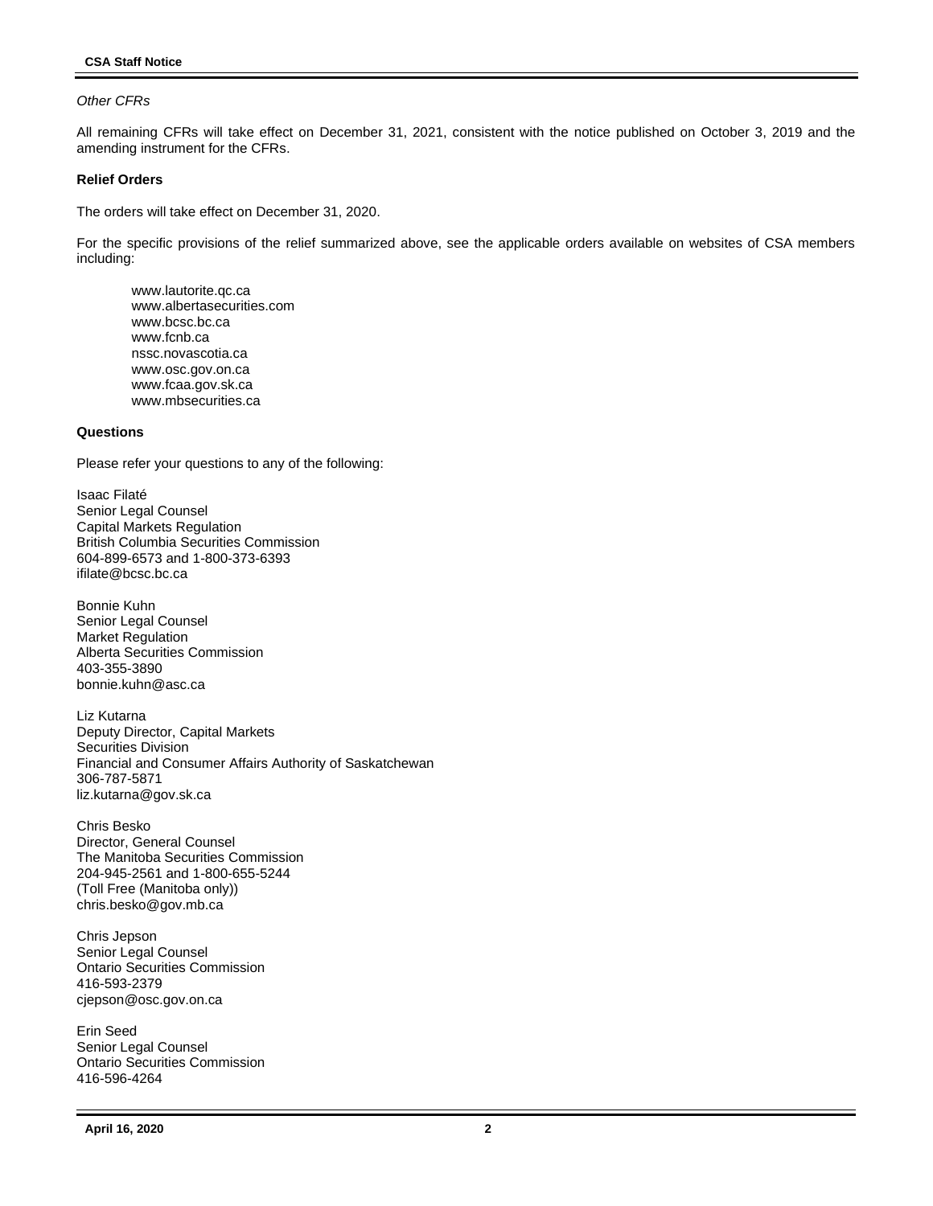*Other CFRs*

All remaining CFRs will take effect on December 31, 2021, consistent with the notice published on October 3, 2019 and the amending instrument for the CFRs.

**Relief Orders**

The orders will take effect on December 31, 2020.

For the specific provisions of the relief summarized above, see the applicable orders available on websites of CSA members including:

www.lautorite.qc.ca
www.albertasecurities.com
www.bcsc.bc.ca
www.fcnb.ca
nssc.novascotia.ca
www.osc.gov.on.ca
www.fcaa.gov.sk.ca
www.mbsecurities.ca

**Questions**

Please refer your questions to any of the following:

Isaac Filaté
Senior Legal Counsel
Capital Markets Regulation
British Columbia Securities Commission
604-899-6573 and 1-800-373-6393
ifilate@bcsc.bc.ca

Bonnie Kuhn
Senior Legal Counsel
Market Regulation
Alberta Securities Commission
403-355-3890
bonnie.kuhn@asc.ca

Liz Kutarna
Deputy Director, Capital Markets
Securities Division
Financial and Consumer Affairs Authority of Saskatchewan
306-787-5871
liz.kutarna@gov.sk.ca

Chris Besko
Director, General Counsel
The Manitoba Securities Commission
204-945-2561 and 1-800-655-5244
(Toll Free (Manitoba only))
chris.besko@gov.mb.ca

Chris Jepson
Senior Legal Counsel
Ontario Securities Commission
416-593-2379
cjepson@osc.gov.on.ca

Erin Seed
Senior Legal Counsel
Ontario Securities Commission
416-596-4264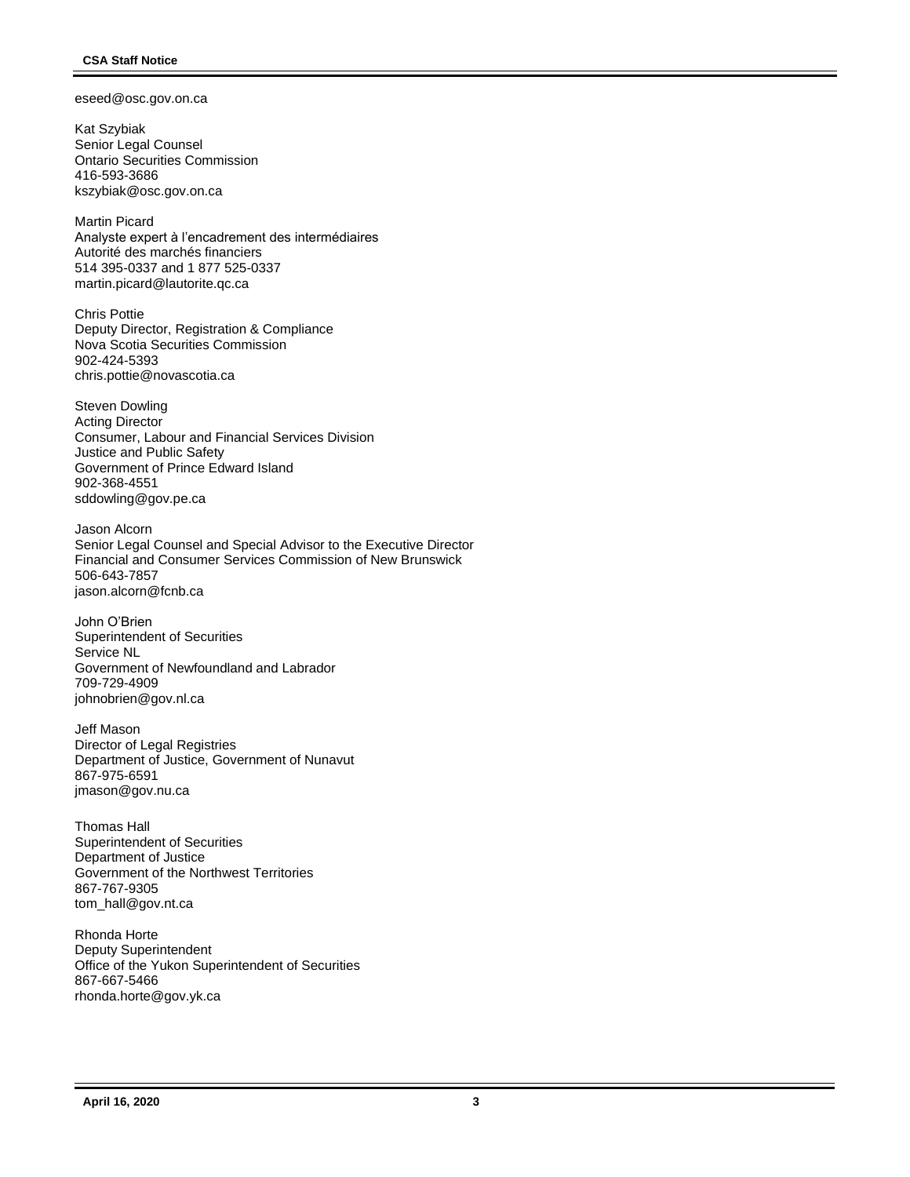eseed@osc.gov.on.ca

Kat Szybiak
Senior Legal Counsel
Ontario Securities Commission
416-593-3686
kszybiak@osc.gov.on.ca

Martin Picard
Analyste expert à l'encadrement des intermédiaires
Autorité des marchés financiers
514 395-0337 and 1 877 525-0337
martin.picard@lautorite.qc.ca

Chris Pottie
Deputy Director, Registration & Compliance
Nova Scotia Securities Commission
902-424-5393
chris.pottie@novascotia.ca

Steven Dowling
Acting Director
Consumer, Labour and Financial Services Division
Justice and Public Safety
Government of Prince Edward Island
902-368-4551
sddowling@gov.pe.ca

Jason Alcorn
Senior Legal Counsel and Special Advisor to the Executive Director
Financial and Consumer Services Commission of New Brunswick
506-643-7857
jason.alcorn@fcnb.ca

John O'Brien
Superintendent of Securities
Service NL
Government of Newfoundland and Labrador
709-729-4909
johnobrien@gov.nl.ca

Jeff Mason
Director of Legal Registries
Department of Justice, Government of Nunavut
867-975-6591
jmason@gov.nu.ca

Thomas Hall
Superintendent of Securities
Department of Justice
Government of the Northwest Territories
867-767-9305
tom_hall@gov.nt.ca

Rhonda Horte
Deputy Superintendent
Office of the Yukon Superintendent of Securities
867-667-5466
rhonda.horte@gov.yk.ca